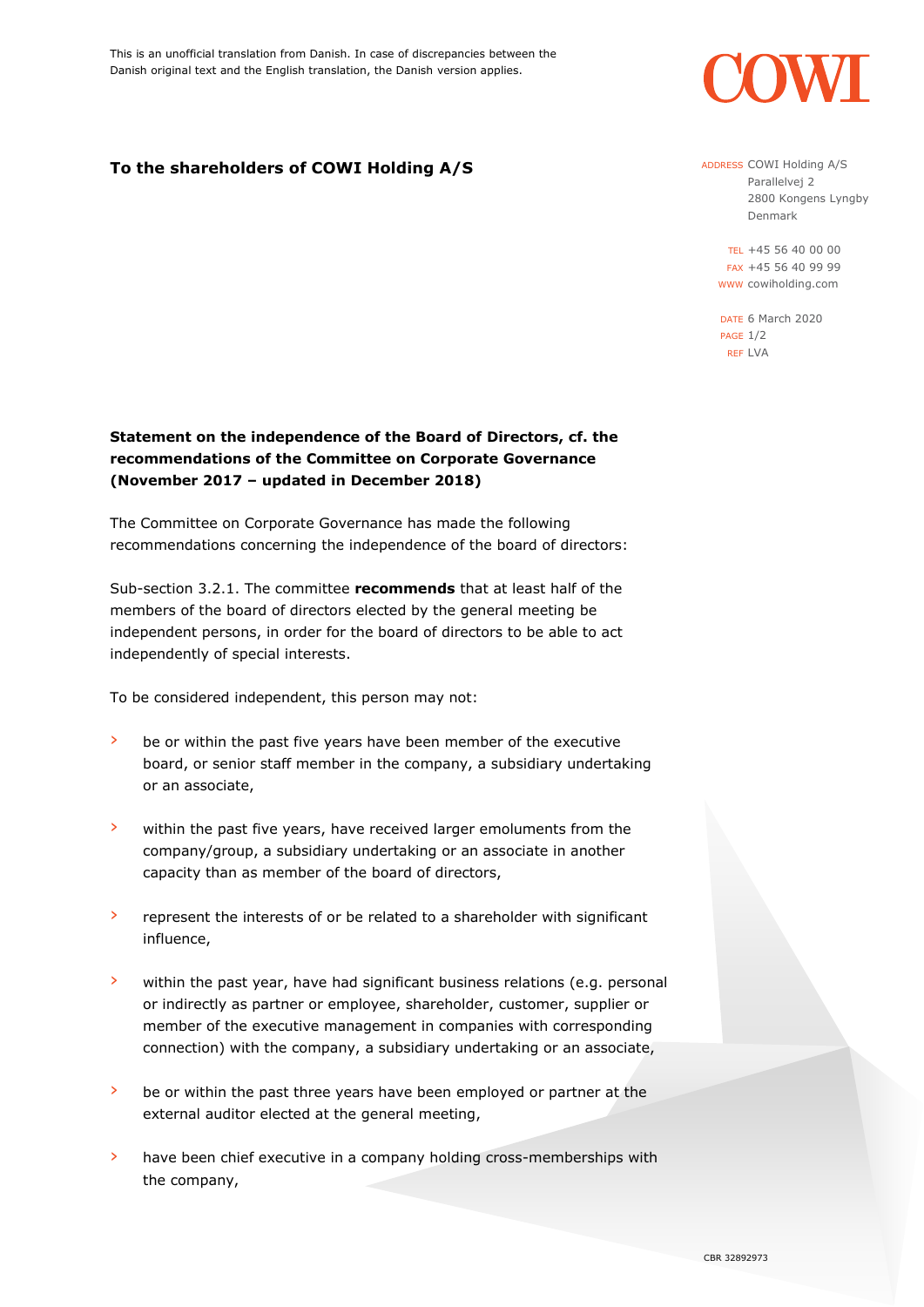This is an unofficial translation from Danish. In case of discrepancies between the Danish original text and the English translation, the Danish version applies.

COWI

**To the shareholders of COWI Holding A/S**

ADDRESS COWI Holding A/S
Parallelvej 2
2800 Kongens Lyngby
Denmark

TEL +45 56 40 00 00
FAX +45 56 40 99 99
WWW cowiholding.com

DATE 6 March 2020
REF LVA

**Statement on the independence of the Board of Directors, cf. the recommendations of the Committee on Corporate Governance (November 2017 – updated in December 2018)**

The Committee on Corporate Governance has made the following recommendations concerning the independence of the board of directors:

Sub-section 3.2.1. The committee **recommends** that at least half of the members of the board of directors elected by the general meeting be independent persons, in order for the board of directors to be able to act independently of special interests.

To be considered independent, this person may not:

- be or within the past five years have been member of the executive board, or senior staff member in the company, a subsidiary undertaking or an associate,
- within the past five years, have received larger emoluments from the company/group, a subsidiary undertaking or an associate in another capacity than as member of the board of directors,
- represent the interests of or be related to a shareholder with significant influence,
- within the past year, have had significant business relations (e.g. personal or indirectly as partner or employee, shareholder, customer, supplier or member of the executive management in companies with corresponding connection) with the company, a subsidiary undertaking or an associate,
- be or within the past three years have been employed or partner at the external auditor elected at the general meeting,
- have been chief executive in a company holding cross-memberships with the company,

CBR 32892973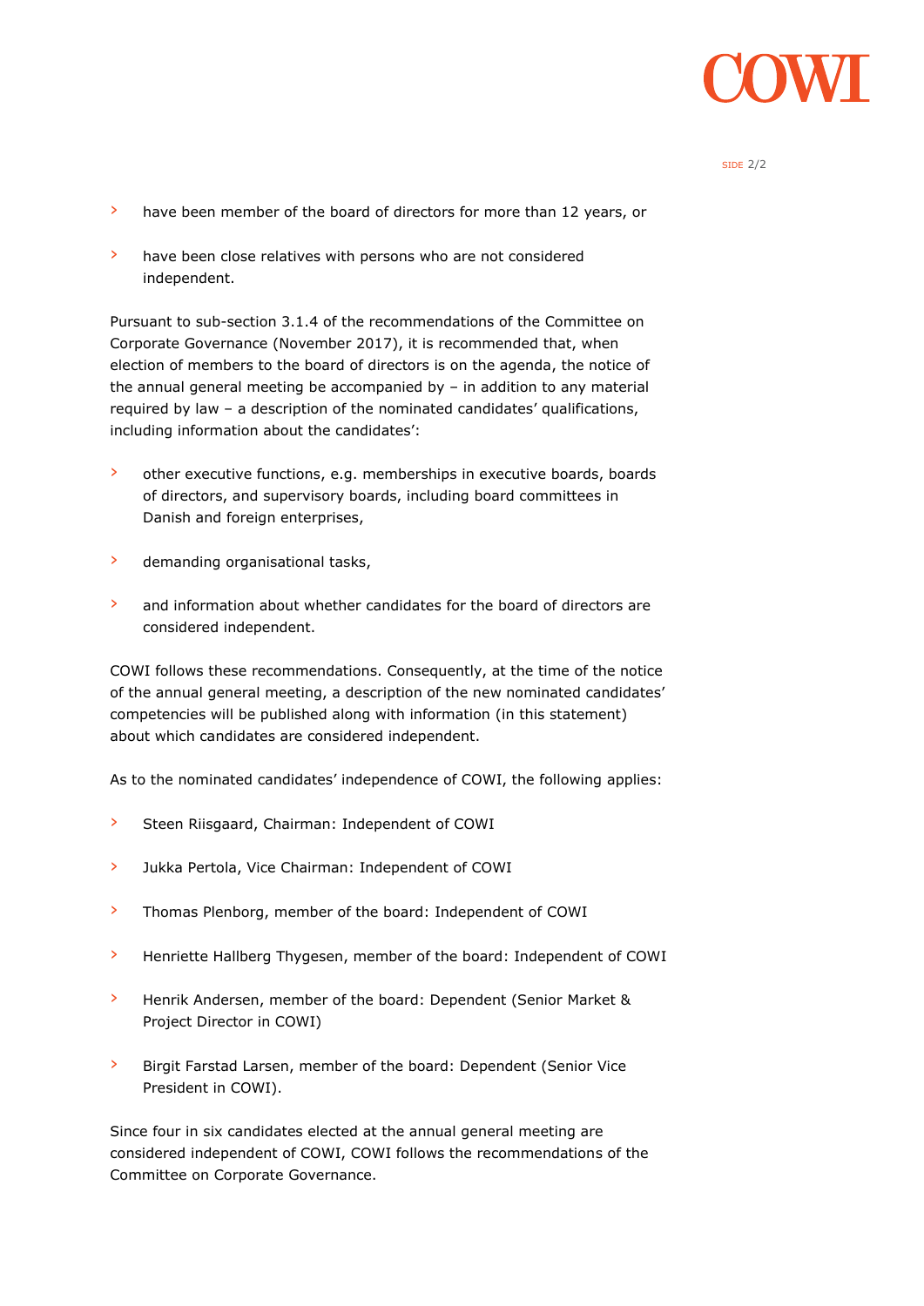- have been member of the board of directors for more than 12 years, or
- have been close relatives with persons who are not considered independent.

Pursuant to sub-section 3.1.4 of the recommendations of the Committee on Corporate Governance (November 2017), it is recommended that, when election of members to the board of directors is on the agenda, the notice of the annual general meeting be accompanied by – in addition to any material required by law – a description of the nominated candidates' qualifications, including information about the candidates':

- other executive functions, e.g. memberships in executive boards, boards of directors, and supervisory boards, including board committees in Danish and foreign enterprises,
- demanding organisational tasks,
- and information about whether candidates for the board of directors are considered independent.

COWI follows these recommendations. Consequently, at the time of the notice of the annual general meeting, a description of the new nominated candidates' competencies will be published along with information (in this statement) about which candidates are considered independent.

As to the nominated candidates' independence of COWI, the following applies:

- Steen Riisgaard, Chairman: Independent of COWI
- Jukka Pertola, Vice Chairman: Independent of COWI
- Thomas Plenborg, member of the board: Independent of COWI
- Henriette Hallberg Thygesen, member of the board: Independent of COWI
- Henrik Andersen, member of the board: Dependent (Senior Market & Project Director in COWI)
- Birgit Farstad Larsen, member of the board: Dependent (Senior Vice President in COWI).

Since four in six candidates elected at the annual general meeting are considered independent of COWI, COWI follows the recommendations of the Committee on Corporate Governance.